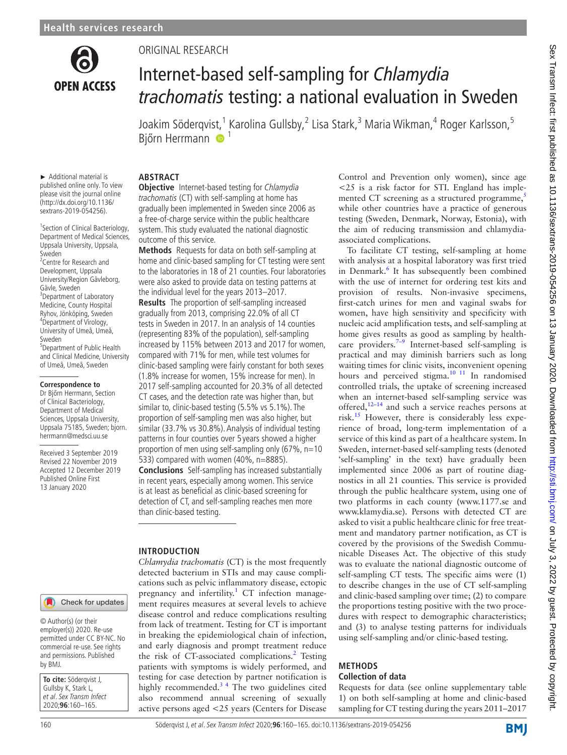ORIGINAL RESEARCH

# Internet-based self-sampling for *Chlamydia trachomatis* testing: a national evaluation in Sweden

Joakim Söderqvist,[1] Karolina Gullsby,[2] Lisa Stark,[3] Maria Wikman,[4] Roger Karlsson,[5] Björn Herrmann[1]

► Additional material is published online only. To view please visit the journal online (http://dx.doi.org/10.1136/sextrans-2019-054256).

[1]Section of Clinical Bacteriology, Department of Medical Sciences, Uppsala University, Uppsala, Sweden
[2]Centre for Research and Development, Uppsala University/Region Gävleborg, Gävle, Sweden
[3]Department of Laboratory Medicine, County Hospital Ryhov, Jönköping, Sweden
[4]Department of Virology, University of Umeå, Umeå, Sweden
[5]Department of Public Health and Clinical Medicine, University of Umeå, Umeå, Sweden

**Correspondence to**
Dr Björn Herrmann, Section of Clinical Bacteriology, Department of Medical Sciences, Uppsala University, Uppsala 75185, Sweden; bjorn.herrmann@medsci.uu.se

Received 3 September 2019
Revised 22 November 2019
Accepted 12 December 2019
Published Online First 13 January 2020

© Author(s) (or their employer(s)) 2020. Re-use permitted under CC BY-NC. No commercial re-use. See rights and permissions. Published by BMJ.

**To cite:** Söderqvist J, Gullsby K, Stark L, *et al. Sex Transm Infect* 2020;**96**:160–165.

## ABSTRACT

**Objective** Internet-based testing for *Chlamydia trachomatis* (CT) with self-sampling at home has gradually been implemented in Sweden since 2006 as a free-of-charge service within the public healthcare system. This study evaluated the national diagnostic outcome of this service.

**Methods** Requests for data on both self-sampling at home and clinic-based sampling for CT testing were sent to the laboratories in 18 of 21 counties. Four laboratories were also asked to provide data on testing patterns at the individual level for the years 2013–2017.

**Results** The proportion of self-sampling increased gradually from 2013, comprising 22.0% of all CT tests in Sweden in 2017. In an analysis of 14 counties (representing 83% of the population), self-sampling increased by 115% between 2013 and 2017 for women, compared with 71% for men, while test volumes for clinic-based sampling were fairly constant for both sexes (1.8% increase for women, 15% increase for men). In 2017 self-sampling accounted for 20.3% of all detected CT cases, and the detection rate was higher than, but similar to, clinic-based testing (5.5% vs 5.1%). The proportion of self-sampling men was also higher, but similar (33.7% vs 30.8%). Analysis of individual testing patterns in four counties over 5 years showed a higher proportion of men using self-sampling only (67%, n=10 533) compared with women (40%, n=8885).

**Conclusions** Self-sampling has increased substantially in recent years, especially among women. This service is at least as beneficial as clinic-based screening for detection of CT, and self-sampling reaches men more than clinic-based testing.

## INTRODUCTION

*Chlamydia trachomatis* (CT) is the most frequently detected bacterium in STIs and may cause complications such as pelvic inflammatory disease, ectopic pregnancy and infertility.[1] CT infection management requires measures at several levels to achieve disease control and reduce complications resulting from lack of treatment. Testing for CT is important in breaking the epidemiological chain of infection, and early diagnosis and prompt treatment reduce the risk of CT-associated complications.[2] Testing patients with symptoms is widely performed, and testing for case detection by partner notification is highly recommended.[3 4] The two guidelines cited also recommend annual screening of sexually active persons aged <25 years (Centers for Disease Control and Prevention only women), since age <25 is a risk factor for STI. England has implemented CT screening as a structured programme,[5] while other countries have a practice of generous testing (Sweden, Denmark, Norway, Estonia), with the aim of reducing transmission and chlamydia-associated complications.

To facilitate CT testing, self-sampling at home with analysis at a hospital laboratory was first tried in Denmark.[6] It has subsequently been combined with the use of internet for ordering test kits and provision of results. Non-invasive specimens, first-catch urines for men and vaginal swabs for women, have high sensitivity and specificity with nucleic acid amplification tests, and self-sampling at home gives results as good as sampling by healthcare providers.[7–9] Internet-based self-sampling is practical and may diminish barriers such as long waiting times for clinic visits, inconvenient opening hours and perceived stigma.[10 11] In randomised controlled trials, the uptake of screening increased when an internet-based self-sampling service was offered,[12–14] and such a service reaches persons at risk.[15] However, there is considerably less experience of broad, long-term implementation of a service of this kind as part of a healthcare system. In Sweden, internet-based self-sampling tests (denoted 'self-sampling' in the text) have gradually been implemented since 2006 as part of routine diagnostics in all 21 counties. This service is provided through the public healthcare system, using one of two platforms in each county (www.1177.se and www.klamydia.se). Persons with detected CT are asked to visit a public healthcare clinic for free treatment and mandatory partner notification, as CT is covered by the provisions of the Swedish Communicable Diseases Act. The objective of this study was to evaluate the national diagnostic outcome of self-sampling CT tests. The specific aims were (1) to describe changes in the use of CT self-sampling and clinic-based sampling over time; (2) to compare the proportions testing positive with the two procedures with respect to demographic characteristics; and (3) to analyse testing patterns for individuals using self-sampling and/or clinic-based testing.

## METHODS

### Collection of data

Requests for data (see online supplementary table 1) on both self-sampling at home and clinic-based sampling for CT testing during the years 2011–2017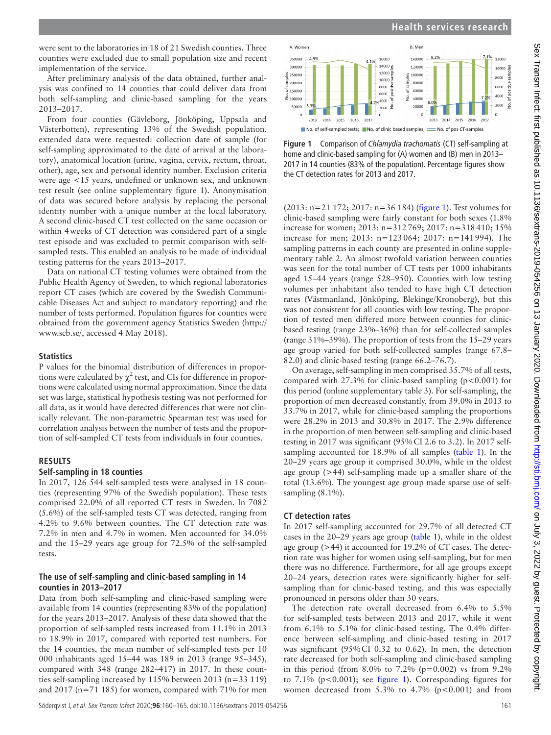were sent to the laboratories in 18 of 21 Swedish counties. Three counties were excluded due to small population size and recent implementation of the service.

After preliminary analysis of the data obtained, further analysis was confined to 14 counties that could deliver data from both self-sampling and clinic-based sampling for the years 2013–2017.

From four counties (Gävleborg, Jönköping, Uppsala and Västerbotten), representing 13% of the Swedish population, extended data were requested: collection date of sample (for self-sampling approximated to the date of arrival at the laboratory), anatomical location (urine, vagina, cervix, rectum, throat, other), age, sex and personal identity number. Exclusion criteria were age <15 years, undefined or unknown sex, and unknown test result (see online supplementary figure 1). Anonymisation of data was secured before analysis by replacing the personal identity number with a unique number at the local laboratory. A second clinic-based CT test collected on the same occasion or within 4 weeks of CT detection was considered part of a single test episode and was excluded to permit comparison with self-sampled tests. This enabled an analysis to be made of individual testing patterns for the years 2013–2017.

Data on national CT testing volumes were obtained from the Public Health Agency of Sweden, to which regional laboratories report CT cases (which are covered by the Swedish Communicable Diseases Act and subject to mandatory reporting) and the number of tests performed. Population figures for counties were obtained from the government agency Statistics Sweden (http://www.scb.se/, accessed 4 May 2018).

### Statistics

P values for the binomial distribution of differences in proportions were calculated by $\chi^2$ test, and CIs for difference in proportions were calculated using normal approximation. Since the data set was large, statistical hypothesis testing was not performed for all data, as it would have detected differences that were not clinically relevant. The non-parametric Spearman test was used for correlation analysis between the number of tests and the proportion of self-sampled CT tests from individuals in four counties.

## RESULTS

### Self-sampling in 18 counties

In 2017, 126 544 self-sampled tests were analysed in 18 counties (representing 97% of the Swedish population). These tests comprised 22.0% of all reported CT tests in Sweden. In 7082 (5.6%) of the self-sampled tests CT was detected, ranging from 4.2% to 9.6% between counties. The CT detection rate was 7.2% in men and 4.7% in women. Men accounted for 34.0% and the 15–29 years age group for 72.5% of the self-sampled tests.

### The use of self-sampling and clinic-based sampling in 14 counties in 2013–2017

Data from both self-sampling and clinic-based sampling were available from 14 counties (representing 83% of the population) for the years 2013–2017. Analysis of these data showed that the proportion of self-sampled tests increased from 11.1% in 2013 to 18.9% in 2017, compared with reported test numbers. For the 14 counties, the mean number of self-sampled tests per 10 000 inhabitants aged 15–44 was 189 in 2013 (range 95–345), compared with 348 (range 282–417) in 2017. In these counties self-sampling increased by 115% between 2013 (n=33 119) and 2017 (n=71 185) for women, compared with 71% for men (2013: n=21 172; 2017: n=36 184) (figure 1). Test volumes for clinic-based sampling were fairly constant for both sexes (1.8% increase for women; 2013: n=312 769; 2017: n=318 410; 15% increase for men; 2013: n=123 064; 2017: n=141 994). The sampling patterns in each county are presented in online supplementary table 2. An almost twofold variation between counties was seen for the total number of CT tests per 1000 inhabitants aged 15–44 years (range 528–950). Counties with low testing volumes per inhabitant also tended to have high CT detection rates (Västmanland, Jönköping, Blekinge/Kronoberg), but this was not consistent for all counties with low testing. The proportion of tested men differed more between counties for clinic-based testing (range 23%–36%) than for self-collected samples (range 31%–39%). The proportion of tests from the 15–29 years age group varied for both self-collected samples (range 67.8–82.0) and clinic-based testing (range 66.2–76.7).

On average, self-sampling in men comprised 35.7% of all tests, compared with 27.3% for clinic-based sampling ($p<0.001$) for this period (online supplementary table 3). For self-sampling, the proportion of men decreased constantly, from 39.0% in 2013 to 33.7% in 2017, while for clinic-based sampling the proportions were 28.2% in 2013 and 30.8% in 2017. The 2.9% difference in the proportion of men between self-sampling and clinic-based testing in 2017 was significant (95% CI 2.6 to 3.2). In 2017 self-sampling accounted for 18.9% of all samples (table 1). In the 20–29 years age group it comprised 30.0%, while in the oldest age group (>44) self-sampling made up a smaller share of the total (13.6%). The youngest age group made sparse use of self-sampling (8.1%).

Figure 1 Comparison of *Chlamydia trachomatis* (CT) self-sampling at home and clinic-based sampling for (A) women and (B) men in 2013–2017 in 14 counties (83% of the population). Percentage figures show the CT detection rates for 2013 and 2017.

### CT detection rates

In 2017 self-sampling accounted for 29.7% of all detected CT cases in the 20–29 years age group (table 1), while in the oldest age group (>44) it accounted for 19.2% of CT cases. The detection rate was higher for women using self-sampling, but for men there was no difference. Furthermore, for all age groups except 20–24 years, detection rates were significantly higher for self-sampling than for clinic-based testing, and this was especially pronounced in persons older than 30 years.

The detection rate overall decreased from 6.4% to 5.5% for self-sampled tests between 2013 and 2017, while it went from 6.1% to 5.1% for clinic-based testing. The 0.4% difference between self-sampling and clinic-based testing in 2017 was significant (95% CI 0.32 to 0.62). In men, the detection rate decreased for both self-sampling and clinic-based sampling in this period (from 8.0% to 7.2% ($p=0.002$) vs from 9.2% to 7.1% ($p<0.001$); see figure 1). Corresponding figures for women decreased from 5.3% to 4.7% ($p<0.001$) and from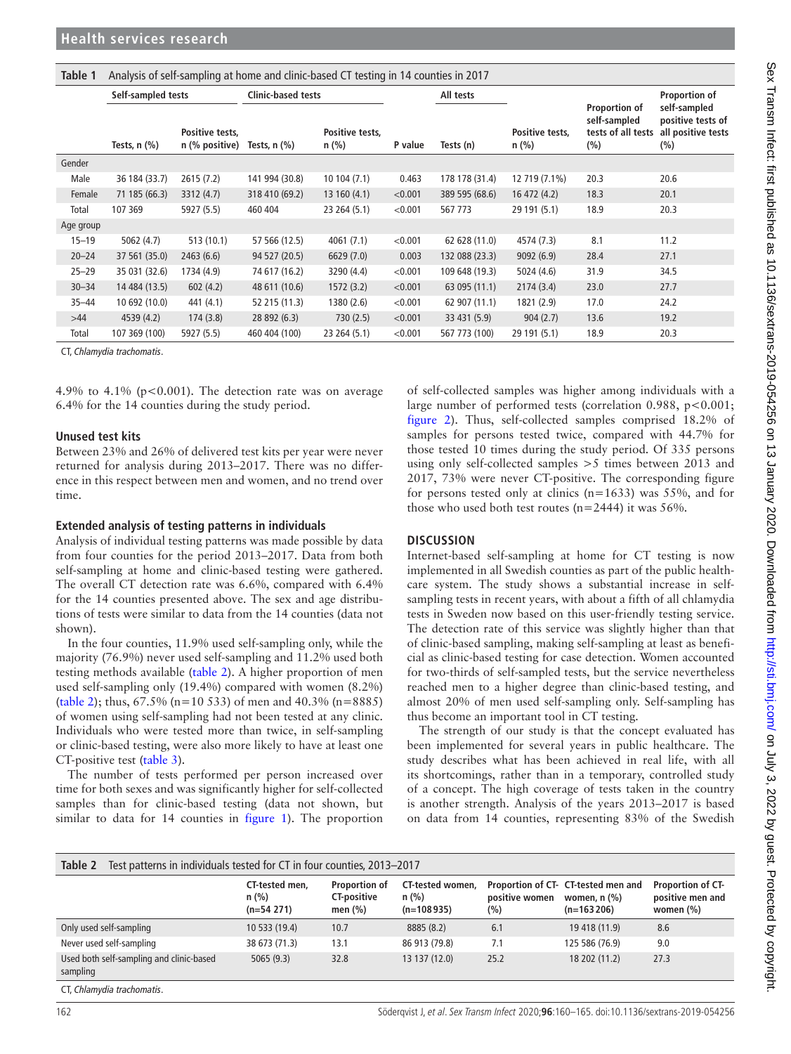**Table 1** Analysis of self-sampling at home and clinic-based CT testing in 14 counties in 2017

| | Self-sampled tests | | Clinic-based tests | | | All tests | | | |
|---|---|---|---|---|---|---|---|---|---|
| | Tests, n (%) | Positive tests, n (% positive) | Tests, n (%) | Positive tests, n (%) | P value | Tests (n) | Positive tests, n (%) | Proportion of self-sampled tests of all tests (%) | Proportion of self-sampled positive tests of all positive tests (%) |
| **Gender** | | | | | | | | | |
| Male | 36 184 (33.7) | 2615 (7.2) | 141 994 (30.8) | 10 104 (7.1) | 0.463 | 178 178 (31.4) | 12 719 (7.1%) | 20.3 | 20.6 |
| Female | 71 185 (66.3) | 3312 (4.7) | 318 410 (69.2) | 13 160 (4.1) | <0.001 | 389 595 (68.6) | 16 472 (4.2) | 18.3 | 20.1 |
| Total | 107 369 | 5927 (5.5) | 460 404 | 23 264 (5.1) | <0.001 | 567 773 | 29 191 (5.1) | 18.9 | 20.3 |
| **Age group** | | | | | | | | | |
| 15–19 | 5062 (4.7) | 513 (10.1) | 57 566 (12.5) | 4061 (7.1) | <0.001 | 62 628 (11.0) | 4574 (7.3) | 8.1 | 11.2 |
| 20–24 | 37 561 (35.0) | 2463 (6.6) | 94 527 (20.5) | 6629 (7.0) | 0.003 | 132 088 (23.3) | 9092 (6.9) | 28.4 | 27.1 |
| 25–29 | 35 031 (32.6) | 1734 (4.9) | 74 617 (16.2) | 3290 (4.4) | <0.001 | 109 648 (19.3) | 5024 (4.6) | 31.9 | 34.5 |
| 30–34 | 14 484 (13.5) | 602 (4.2) | 48 611 (10.6) | 1572 (3.2) | <0.001 | 63 095 (11.1) | 2174 (3.4) | 23.0 | 27.7 |
| 35–44 | 10 692 (10.0) | 441 (4.1) | 52 215 (11.3) | 1380 (2.6) | <0.001 | 62 907 (11.1) | 1821 (2.9) | 17.0 | 24.2 |
| >44 | 4539 (4.2) | 174 (3.8) | 28 892 (6.3) | 730 (2.5) | <0.001 | 33 431 (5.9) | 904 (2.7) | 13.6 | 19.2 |
| Total | 107 369 (100) | 5927 (5.5) | 460 404 (100) | 23 264 (5.1) | <0.001 | 567 773 (100) | 29 191 (5.1) | 18.9 | 20.3 |

CT, *Chlamydia trachomatis*.

4.9% to 4.1% (p<0.001). The detection rate was on average 6.4% for the 14 counties during the study period.

### Unused test kits

Between 23% and 26% of delivered test kits per year were never returned for analysis during 2013–2017. There was no difference in this respect between men and women, and no trend over time.

### Extended analysis of testing patterns in individuals

Analysis of individual testing patterns was made possible by data from four counties for the period 2013–2017. Data from both self-sampling at home and clinic-based testing were gathered. The overall CT detection rate was 6.6%, compared with 6.4% for the 14 counties presented above. The sex and age distributions of tests were similar to data from the 14 counties (data not shown).

In the four counties, 11.9% used self-sampling only, while the majority (76.9%) never used self-sampling and 11.2% used both testing methods available (table 2). A higher proportion of men used self-sampling only (19.4%) compared with women (8.2%) (table 2); thus, 67.5% (n=10 533) of men and 40.3% (n=8885) of women using self-sampling had not been tested at any clinic. Individuals who were tested more than twice, in self-sampling or clinic-based testing, were also more likely to have at least one CT-positive test (table 3).

The number of tests performed per person increased over time for both sexes and was significantly higher for self-collected samples than for clinic-based testing (data not shown, but similar to data for 14 counties in figure 1). The proportion of self-collected samples was higher among individuals with a large number of performed tests (correlation 0.988, p<0.001; figure 2). Thus, self-collected samples comprised 18.2% of samples for persons tested twice, compared with 44.7% for those tested 10 times during the study period. Of 335 persons using only self-collected samples >5 times between 2013 and 2017, 73% were never CT-positive. The corresponding figure for persons tested only at clinics (n=1633) was 55%, and for those who used both test routes (n=2444) it was 56%.

## DISCUSSION

Internet-based self-sampling at home for CT testing is now implemented in all Swedish counties as part of the public healthcare system. The study shows a substantial increase in self-sampling tests in recent years, with about a fifth of all chlamydia tests in Sweden now based on this user-friendly testing service. The detection rate of this service was slightly higher than that of clinic-based sampling, making self-sampling at least as beneficial as clinic-based testing for case detection. Women accounted for two-thirds of self-sampled tests, but the service nevertheless reached men to a higher degree than clinic-based testing, and almost 20% of men used self-sampling only. Self-sampling has thus become an important tool in CT testing.

The strength of our study is that the concept evaluated has been implemented for several years in public healthcare. The study describes what has been achieved in real life, with all its shortcomings, rather than in a temporary, controlled study of a concept. The high coverage of tests taken in the country is another strength. Analysis of the years 2013–2017 is based on data from 14 counties, representing 83% of the Swedish

**Table 2** Test patterns in individuals tested for CT in four counties, 2013–2017

| | CT-tested men, n (%) (n=54 271) | Proportion of CT-positive men (%) | CT-tested women, n (%) (n=108 935) | Proportion of CT-positive women (%) | CT-tested men and women, n (%) (n=163 206) | Proportion of CT-positive men and women (%) |
|---|---|---|---|---|---|---|
| Only used self-sampling | 10 533 (19.4) | 10.7 | 8885 (8.2) | 6.1 | 19 418 (11.9) | 8.6 |
| Never used self-sampling | 38 673 (71.3) | 13.1 | 86 913 (79.8) | 7.1 | 125 586 (76.9) | 9.0 |
| Used both self-sampling and clinic-based sampling | 5065 (9.3) | 32.8 | 13 137 (12.0) | 25.2 | 18 202 (11.2) | 27.3 |

CT, *Chlamydia trachomatis*.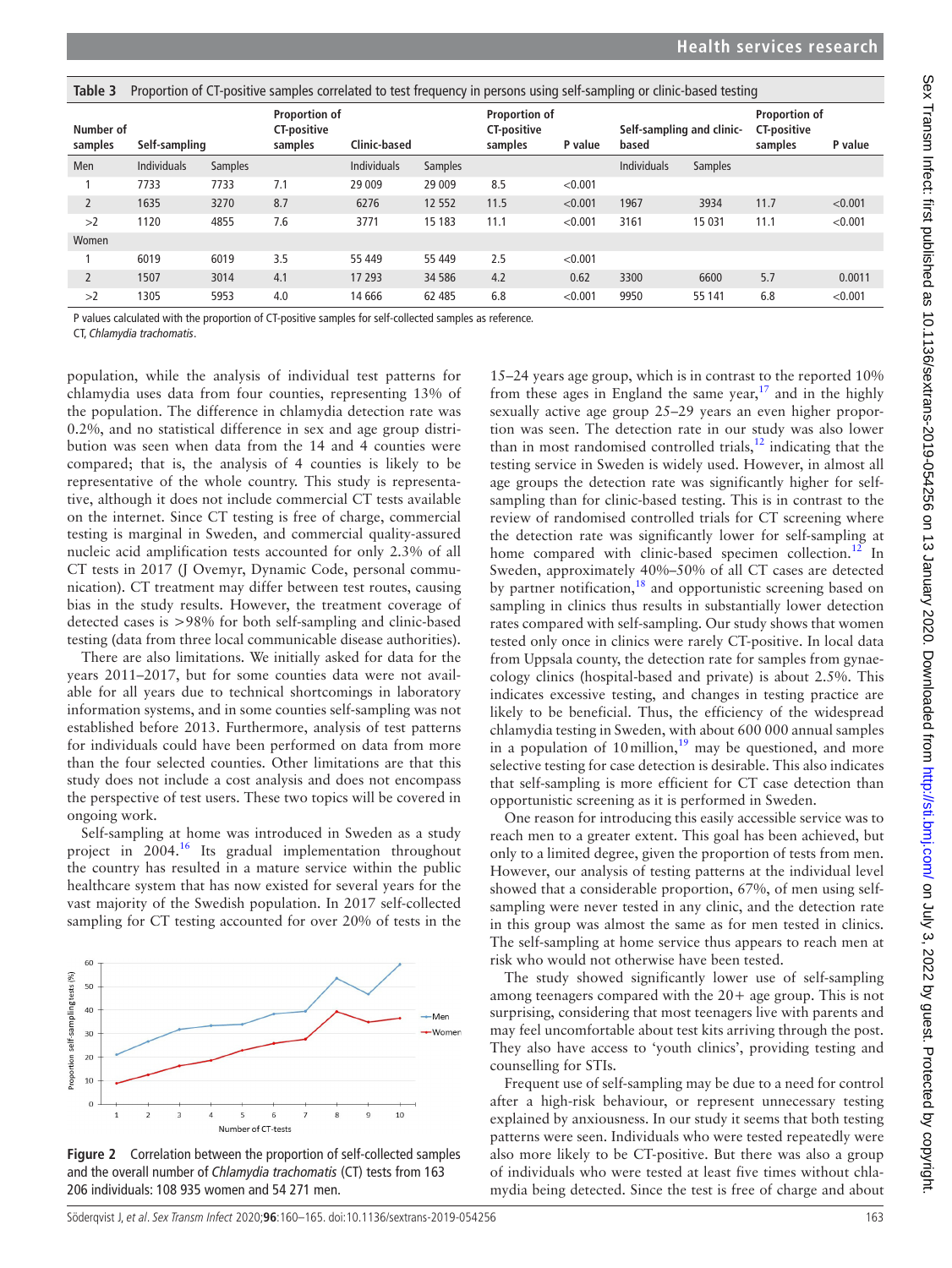**Table 3** Proportion of CT-positive samples correlated to test frequency in persons using self-sampling or clinic-based testing

| Number of samples | Self-sampling | | Proportion of CT-positive samples | Clinic-based | | Proportion of CT-positive samples | P value | Self-sampling and clinic-based | | Proportion of CT-positive samples | P value |
|---|---|---|---|---|---|---|---|---|---|---|---|
| Men | Individuals | Samples | | Individuals | Samples | | | Individuals | Samples | | |
| 1 | 7733 | 7733 | 7.1 | 29 009 | 29 009 | 8.5 | <0.001 | | | | |
| 2 | 1635 | 3270 | 8.7 | 6276 | 12 552 | 11.5 | <0.001 | 1967 | 3934 | 11.7 | <0.001 |
| >2 | 1120 | 4855 | 7.6 | 3771 | 15 183 | 11.1 | <0.001 | 3161 | 15 031 | 11.1 | <0.001 |
| Women | | | | | | | | | | | |
| 1 | 6019 | 6019 | 3.5 | 55 449 | 55 449 | 2.5 | <0.001 | | | | |
| 2 | 1507 | 3014 | 4.1 | 17 293 | 34 586 | 4.2 | 0.62 | 3300 | 6600 | 5.7 | 0.0011 |
| >2 | 1305 | 5953 | 4.0 | 14 666 | 62 485 | 6.8 | <0.001 | 9950 | 55 141 | 6.8 | <0.001 |

P values calculated with the proportion of CT-positive samples for self-collected samples as reference.
CT, *Chlamydia trachomatis*.

population, while the analysis of individual test patterns for chlamydia uses data from four counties, representing 13% of the population. The difference in chlamydia detection rate was 0.2%, and no statistical difference in sex and age group distribution was seen when data from the 14 and 4 counties were compared; that is, the analysis of 4 counties is likely to be representative of the whole country. This study is representative, although it does not include commercial CT tests available on the internet. Since CT testing is free of charge, commercial testing is marginal in Sweden, and commercial quality-assured nucleic acid amplification tests accounted for only 2.3% of all CT tests in 2017 (J Ovemyr, Dynamic Code, personal communication). CT treatment may differ between test routes, causing bias in the study results. However, the treatment coverage of detected cases is >98% for both self-sampling and clinic-based testing (data from three local communicable disease authorities).

There are also limitations. We initially asked for data for the years 2011–2017, but for some counties data were not available for all years due to technical shortcomings in laboratory information systems, and in some counties self-sampling was not established before 2013. Furthermore, analysis of test patterns for individuals could have been performed on data from more than the four selected counties. Other limitations are that this study does not include a cost analysis and does not encompass the perspective of test users. These two topics will be covered in ongoing work.

Self-sampling at home was introduced in Sweden as a study project in 2004.[16] Its gradual implementation throughout the country has resulted in a mature service within the public healthcare system that has now existed for several years for the vast majority of the Swedish population. In 2017 self-collected sampling for CT testing accounted for over 20% of tests in the 15–24 years age group, which is in contrast to the reported 10% from these ages in England the same year,[17] and in the highly sexually active age group 25–29 years an even higher proportion was seen. The detection rate in our study was also lower than in most randomised controlled trials,[12] indicating that the testing service in Sweden is widely used. However, in almost all age groups the detection rate was significantly higher for self-sampling than for clinic-based testing. This is in contrast to the review of randomised controlled trials for CT screening where the detection rate was significantly lower for self-sampling at home compared with clinic-based specimen collection.[12] In Sweden, approximately 40%–50% of all CT cases are detected by partner notification,[18] and opportunistic screening based on sampling in clinics thus results in substantially lower detection rates compared with self-sampling. Our study shows that women tested only once in clinics were rarely CT-positive. In local data from Uppsala county, the detection rate for samples from gynaecology clinics (hospital-based and private) is about 2.5%. This indicates excessive testing, and changes in testing practice are likely to be beneficial. Thus, the efficiency of the widespread chlamydia testing in Sweden, with about 600 000 annual samples in a population of 10 million,[19] may be questioned, and more selective testing for case detection is desirable. This also indicates that self-sampling is more efficient for CT case detection than opportunistic screening as it is performed in Sweden.

One reason for introducing this easily accessible service was to reach men to a greater extent. This goal has been achieved, but only to a limited degree, given the proportion of tests from men. However, our analysis of testing patterns at the individual level showed that a considerable proportion, 67%, of men using self-sampling were never tested in any clinic, and the detection rate in this group was almost the same as for men tested in clinics. The self-sampling at home service thus appears to reach men at risk who would not otherwise have been tested.

The study showed significantly lower use of self-sampling among teenagers compared with the 20+ age group. This is not surprising, considering that most teenagers live with parents and may feel uncomfortable about test kits arriving through the post. They also have access to 'youth clinics', providing testing and counselling for STIs.

Frequent use of self-sampling may be due to a need for control after a high-risk behaviour, or represent unnecessary testing explained by anxiousness. In our study it seems that both testing patterns were seen. Individuals who were tested repeatedly were also more likely to be CT-positive. But there was also a group of individuals who were tested at least five times without chlamydia being detected. Since the test is free of charge and about

**Figure 2** Correlation between the proportion of self-collected samples and the overall number of *Chlamydia trachomatis* (CT) tests from 163 206 individuals: 108 935 women and 54 271 men.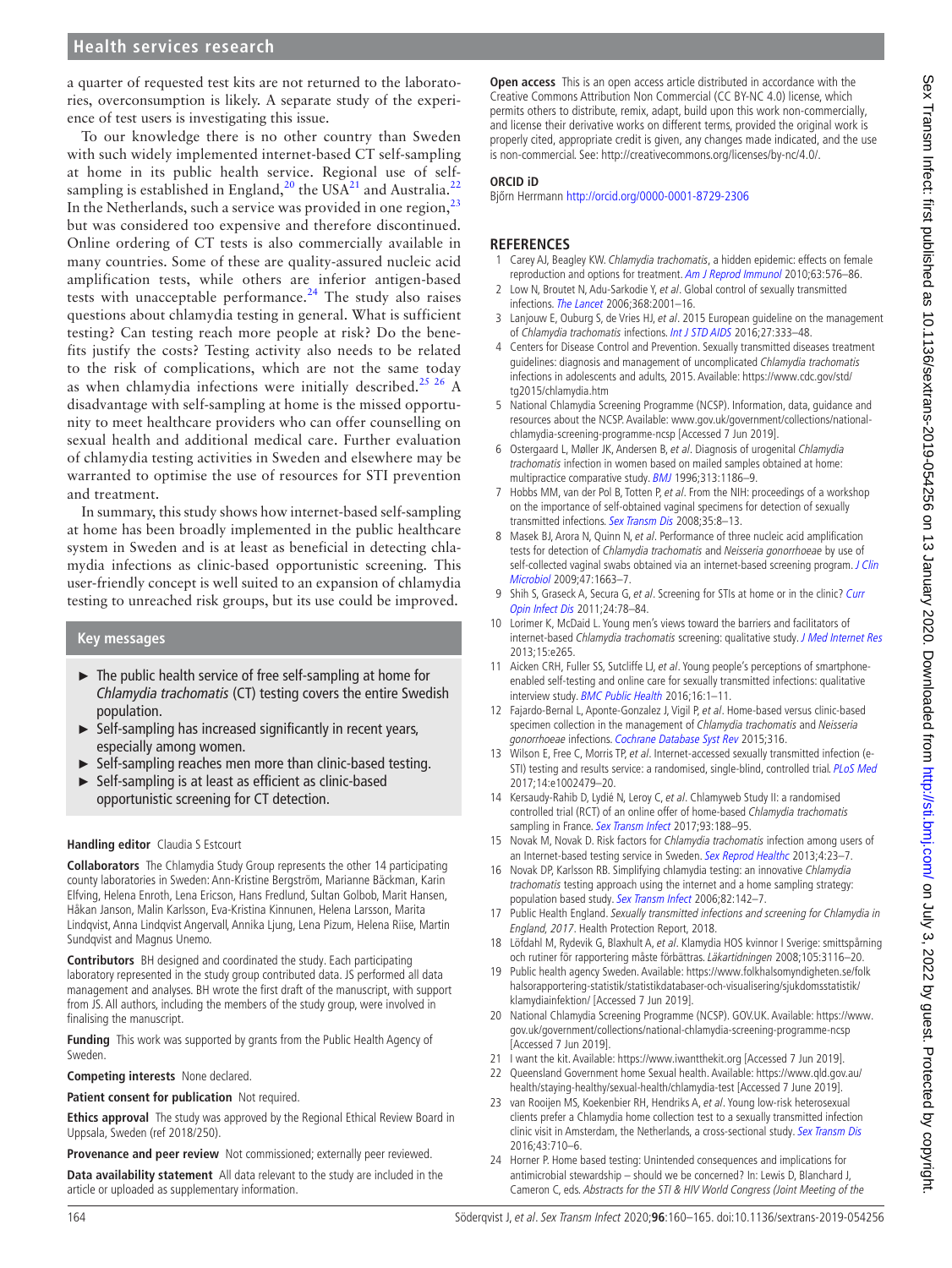a quarter of requested test kits are not returned to the laboratories, overconsumption is likely. A separate study of the experience of test users is investigating this issue.

To our knowledge there is no other country than Sweden with such widely implemented internet-based CT self-sampling at home in its public health service. Regional use of self-sampling is established in England,[20] the USA[21] and Australia.[22] In the Netherlands, such a service was provided in one region,[23] but was considered too expensive and therefore discontinued. Online ordering of CT tests is also commercially available in many countries. Some of these are quality-assured nucleic acid amplification tests, while others are inferior antigen-based tests with unacceptable performance.[24] The study also raises questions about chlamydia testing in general. What is sufficient testing? Can testing reach more people at risk? Do the benefits justify the costs? Testing activity also needs to be related to the risk of complications, which are not the same today as when chlamydia infections were initially described.[25 26] A disadvantage with self-sampling at home is the missed opportunity to meet healthcare providers who can offer counselling on sexual health and additional medical care. Further evaluation of chlamydia testing activities in Sweden and elsewhere may be warranted to optimise the use of resources for STI prevention and treatment.

In summary, this study shows how internet-based self-sampling at home has been broadly implemented in the public healthcare system in Sweden and is at least as beneficial in detecting chlamydia infections as clinic-based opportunistic screening. This user-friendly concept is well suited to an expansion of chlamydia testing to unreached risk groups, but its use could be improved.

## Key messages

- The public health service of free self-sampling at home for *Chlamydia trachomatis* (CT) testing covers the entire Swedish population.
- Self-sampling has increased significantly in recent years, especially among women.
- Self-sampling reaches men more than clinic-based testing.
- Self-sampling is at least as efficient as clinic-based opportunistic screening for CT detection.

**Handling editor** Claudia S Estcourt

**Collaborators** The Chlamydia Study Group represents the other 14 participating county laboratories in Sweden: Ann-Kristine Bergström, Marianne Bäckman, Karin Elfving, Helena Enroth, Lena Ericson, Hans Fredlund, Sultan Golbob, Marit Hansen, Håkan Janson, Malin Karlsson, Eva-Kristina Kinnunen, Helena Larsson, Marita Lindqvist, Anna Lindqvist Angervall, Annika Ljung, Lena Pizum, Helena Riise, Martin Sundqvist and Magnus Unemo.

**Contributors** BH designed and coordinated the study. Each participating laboratory represented in the study group contributed data. JS performed all data management and analyses. BH wrote the first draft of the manuscript, with support from JS. All authors, including the members of the study group, were involved in finalising the manuscript.

**Funding** This work was supported by grants from the Public Health Agency of Sweden.

**Competing interests** None declared.

**Patient consent for publication** Not required.

**Ethics approval** The study was approved by the Regional Ethical Review Board in Uppsala, Sweden (ref 2018/250).

**Provenance and peer review** Not commissioned; externally peer reviewed.

**Data availability statement** All data relevant to the study are included in the article or uploaded as supplementary information.

**Open access** This is an open access article distributed in accordance with the Creative Commons Attribution Non Commercial (CC BY-NC 4.0) license, which permits others to distribute, remix, adapt, build upon this work non-commercially, and license their derivative works on different terms, provided the original work is properly cited, appropriate credit is given, any changes made indicated, and the use is non-commercial. See: http://creativecommons.org/licenses/by-nc/4.0/.

**ORCID iD**

Björn Herrmann http://orcid.org/0000-0001-8729-2306

## REFERENCES

1. Carey AJ, Beagley KW. *Chlamydia trachomatis*, a hidden epidemic: effects on female reproduction and options for treatment. *Am J Reprod Immunol* 2010;63:576–86.
2. Low N, Broutet N, Adu-Sarkodie Y, *et al*. Global control of sexually transmitted infections. *The Lancet* 2006;368:2001–16.
3. Lanjouw E, Ouburg S, de Vries HJ, *et al*. 2015 European guideline on the management of *Chlamydia trachomatis* infections. *Int J STD AIDS* 2016;27:333–48.
4. Centers for Disease Control and Prevention. Sexually transmitted diseases treatment guidelines: diagnosis and management of uncomplicated *Chlamydia trachomatis* infections in adolescents and adults, 2015. Available: https://www.cdc.gov/std/tg2015/chlamydia.htm
5. National Chlamydia Screening Programme (NCSP). Information, data, guidance and resources about the NCSP. Available: www.gov.uk/government/collections/national-chlamydia-screening-programme-ncsp [Accessed 7 Jun 2019].
6. Ostergaard L, Møller JK, Andersen B, *et al*. Diagnosis of urogenital *Chlamydia trachomatis* infection in women based on mailed samples obtained at home: multipractice comparative study. *BMJ* 1996;313:1186–9.
7. Hobbs MM, van der Pol B, Totten P, *et al*. From the NIH: proceedings of a workshop on the importance of self-obtained vaginal specimens for detection of sexually transmitted infections. *Sex Transm Dis* 2008;35:8–13.
8. Masek BJ, Arora N, Quinn N, *et al*. Performance of three nucleic acid amplification tests for detection of *Chlamydia trachomatis* and *Neisseria gonorrhoeae* by use of self-collected vaginal swabs obtained via an internet-based screening program. *J Clin Microbiol* 2009;47:1663–7.
9. Shih S, Graseck A, Secura G, *et al*. Screening for STIs at home or in the clinic? *Curr Opin Infect Dis* 2011;24:78–84.
10. Lorimer K, McDaid L. Young men's views toward the barriers and facilitators of internet-based *Chlamydia trachomatis* screening: qualitative study. *J Med Internet Res* 2013;15:e265.
11. Aicken CRH, Fuller SS, Sutcliffe LJ, *et al*. Young people's perceptions of smartphone-enabled self-testing and online care for sexually transmitted infections: qualitative interview study. *BMC Public Health* 2016;16:1–11.
12. Fajardo-Bernal L, Aponte-Gonzalez J, Vigil P, *et al*. Home-based versus clinic-based specimen collection in the management of *Chlamydia trachomatis* and *Neisseria gonorrhoeae* infections. *Cochrane Database Syst Rev* 2015;316.
13. Wilson E, Free C, Morris TP, *et al*. Internet-accessed sexually transmitted infection (e-STI) testing and results service: a randomised, single-blind, controlled trial. *PLoS Med* 2017;14:e1002479–20.
14. Kersaudy-Rahib D, Lydié N, Leroy C, *et al*. Chlamyweb Study II: a randomised controlled trial (RCT) of an online offer of home-based *Chlamydia trachomatis* sampling in France. *Sex Transm Infect* 2017;93:188–95.
15. Novak M, Novak D. Risk factors for *Chlamydia trachomatis* infection among users of an Internet-based testing service in Sweden. *Sex Reprod Healthc* 2013;4:23–7.
16. Novak DP, Karlsson RB. Simplifying chlamydia testing: an innovative *Chlamydia trachomatis* testing approach using the internet and a home sampling strategy: population based study. *Sex Transm Infect* 2006;82:142–7.
17. Public Health England. *Sexually transmitted infections and screening for Chlamydia in England, 2017*. Health Protection Report, 2018.
18. Löfdahl M, Rydevik G, Blaxhult A, *et al*. Klamydia HOS kvinnor I Sverige: smittspårning och rutiner för rapportering måste förbättras. *Läkartidningen* 2008;105:3116–20.
19. Public health agency Sweden. Available: https://www.folkhalsomyndigheten.se/folkhalsorapportering-statistik/statistikdatabaser-och-visualisering/sjukdomsstatistik/klamydiainfektion/ [Accessed 7 Jun 2019].
20. National Chlamydia Screening Programme (NCSP). GOV.UK. Available: https://www.gov.uk/government/collections/national-chlamydia-screening-programme-ncsp [Accessed 7 Jun 2019].
21. I want the kit. Available: https://www.iwantthekit.org [Accessed 7 Jun 2019].
22. Queensland Government home Sexual health. Available: https://www.qld.gov.au/health/staying-healthy/sexual-health/chlamydia-test [Accessed 7 June 2019].
23. van Rooijen MS, Koekenbier RH, Hendriks A, *et al*. Young low-risk heterosexual clients prefer a Chlamydia home collection test to a sexually transmitted infection clinic visit in Amsterdam, the Netherlands, a cross-sectional study. *Sex Transm Dis* 2016;43:710–6.
24. Horner P. Home based testing: Unintended consequences and implications for antimicrobial stewardship – should we be concerned? In: Lewis D, Blanchard J, Cameron C, eds. *Abstracts for the STI & HIV World Congress (Joint Meeting of the*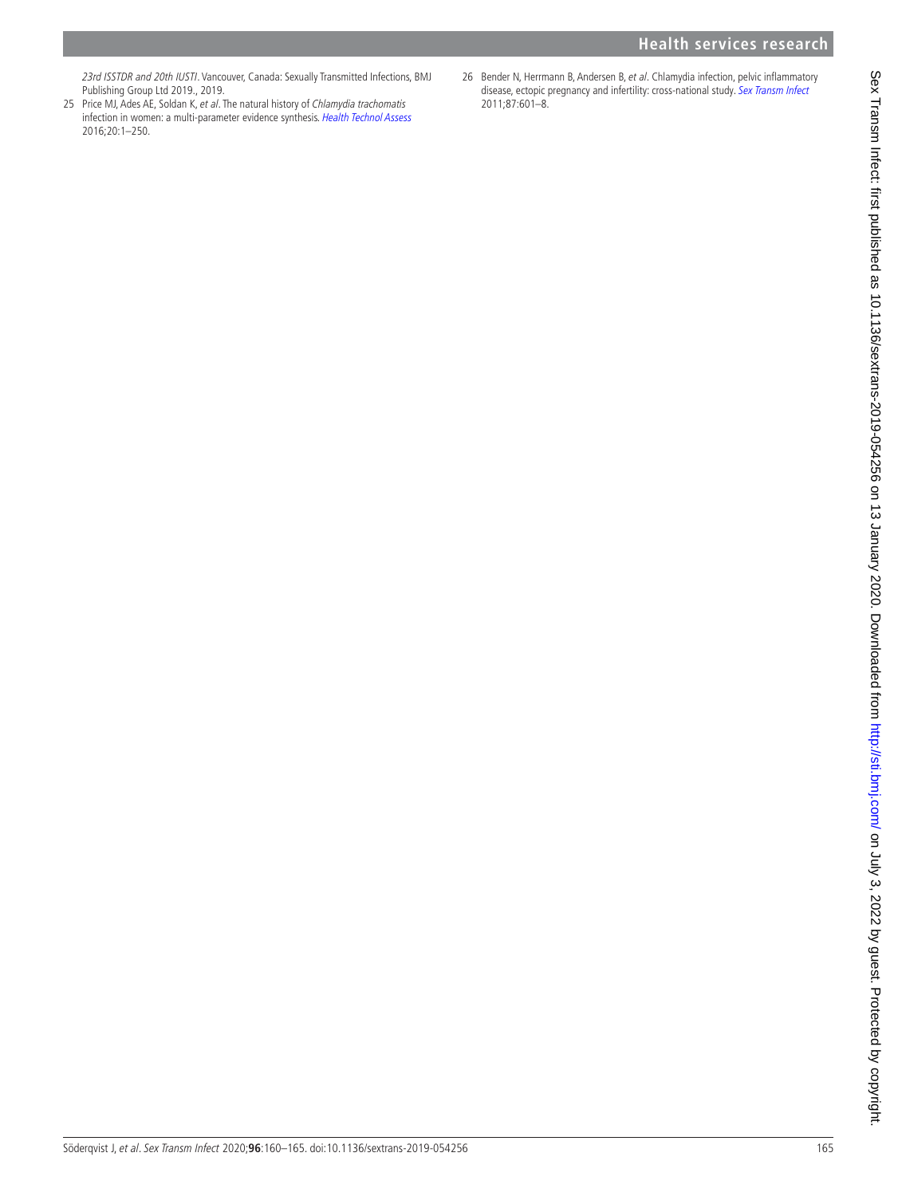*23rd ISSTDR and 20th IUSTI*. Vancouver, Canada: Sexually Transmitted Infections, BMJ Publishing Group Ltd 2019., 2019.

25 Price MJ, Ades AE, Soldan K, *et al*. The natural history of *Chlamydia trachomatis* infection in women: a multi-parameter evidence synthesis. *Health Technol Assess* 2016;20:1–250.

26 Bender N, Herrmann B, Andersen B, *et al*. Chlamydia infection, pelvic inflammatory disease, ectopic pregnancy and infertility: cross-national study. *Sex Transm Infect* 2011;87:601–8.